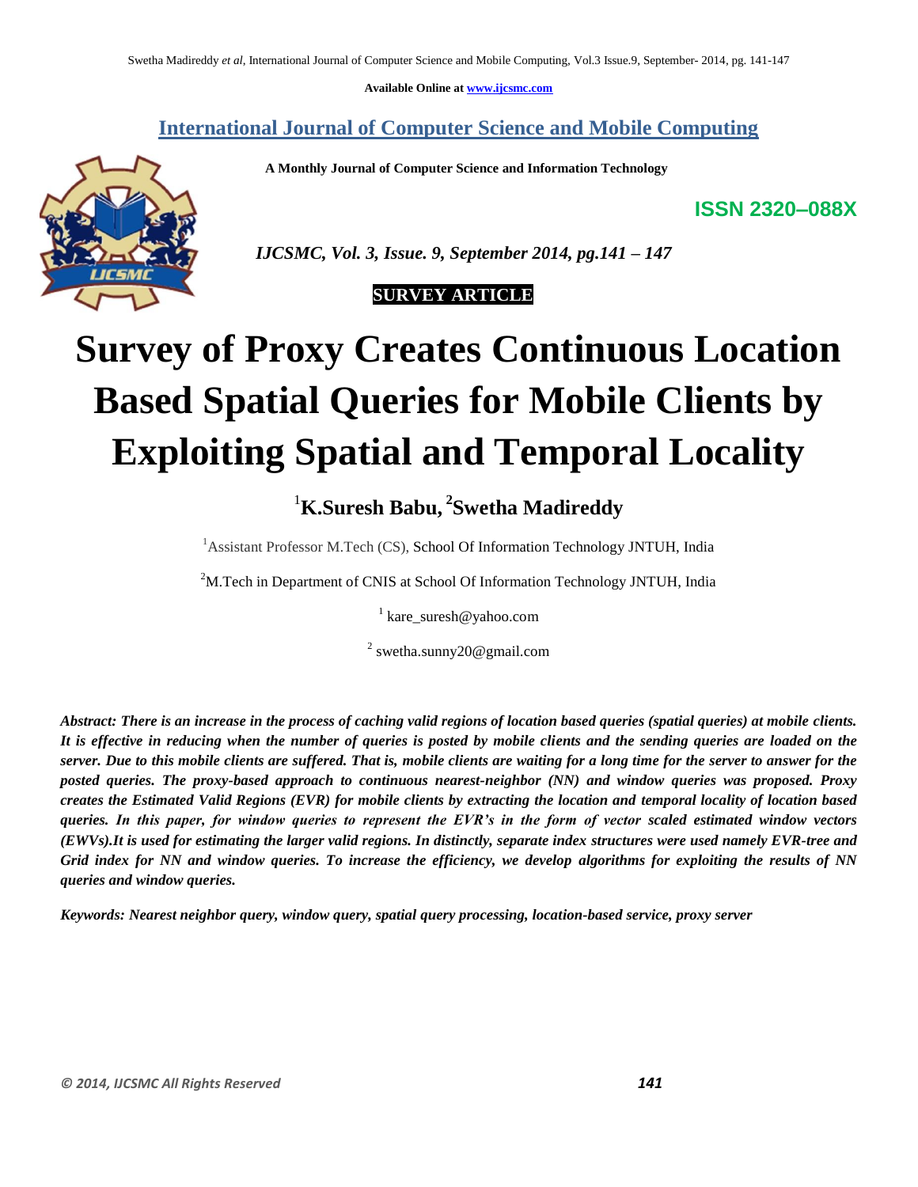Available Online at www.ijcsmc.com

## International Journal of Computer Science and Mobile Computing

**A Monthly Journal of Computer Science and Information Technology**

**ISSN 2320–088X**

*IJCSMC, Vol. 3, Issue. 9, September 2014, pg.141 – 147*

**SURVEY ARTICLE**

# Survey of Proxy Creates Continuous Location Based Spatial Queries for Mobile Clients by Exploiting Spatial and Temporal Locality

**[1]K.Suresh Babu, [2]Swetha Madireddy**

[1]Assistant Professor M.Tech (CS), School Of Information Technology JNTUH, India

[2]M.Tech in Department of CNIS at School Of Information Technology JNTUH, India

[1] kare_suresh@yahoo.com

[2] swetha.sunny20@gmail.com

***Abstract:** There is an increase in the process of caching valid regions of location based queries (spatial queries) at mobile clients. It is effective in reducing when the number of queries is posted by mobile clients and the sending queries are loaded on the server. Due to this mobile clients are suffered. That is, mobile clients are waiting for a long time for the server to answer for the posted queries. The proxy-based approach to continuous nearest-neighbor (NN) and window queries was proposed. Proxy creates the Estimated Valid Regions (EVR) for mobile clients by extracting the location and temporal locality of location based queries. In this paper, for window queries to represent the EVR's in the form of vector scaled estimated window vectors (EWVs).It is used for estimating the larger valid regions. In distinctly, separate index structures were used namely EVR-tree and Grid index for NN and window queries. To increase the efficiency, we develop algorithms for exploiting the results of NN queries and window queries.***

***Keywords:** Nearest neighbor query, window query, spatial query processing, location-based service, proxy server*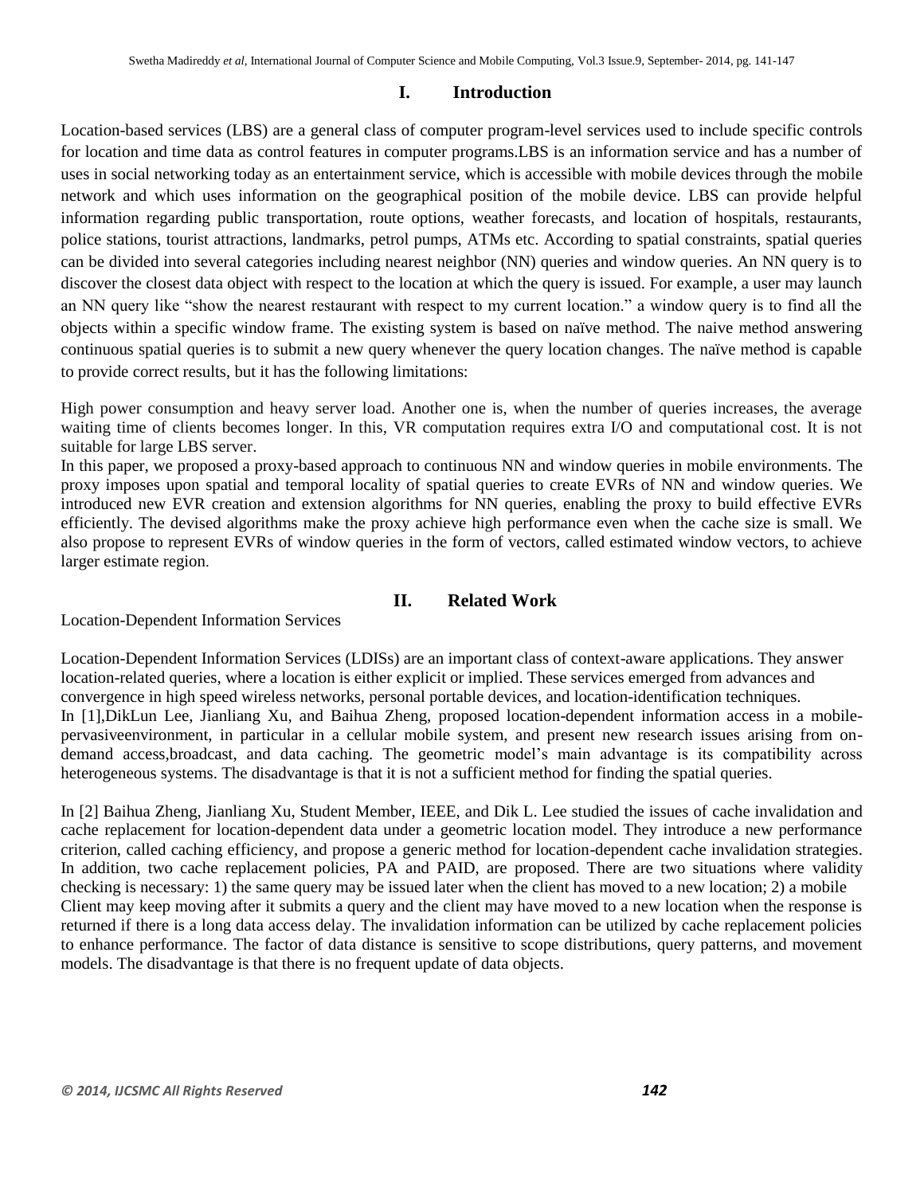## I. Introduction

Location-based services (LBS) are a general class of computer program-level services used to include specific controls for location and time data as control features in computer programs.LBS is an information service and has a number of uses in social networking today as an entertainment service, which is accessible with mobile devices through the mobile network and which uses information on the geographical position of the mobile device. LBS can provide helpful information regarding public transportation, route options, weather forecasts, and location of hospitals, restaurants, police stations, tourist attractions, landmarks, petrol pumps, ATMs etc. According to spatial constraints, spatial queries can be divided into several categories including nearest neighbor (NN) queries and window queries. An NN query is to discover the closest data object with respect to the location at which the query is issued. For example, a user may launch an NN query like "show the nearest restaurant with respect to my current location." a window query is to find all the objects within a specific window frame. The existing system is based on naïve method. The naive method answering continuous spatial queries is to submit a new query whenever the query location changes. The naïve method is capable to provide correct results, but it has the following limitations:

High power consumption and heavy server load. Another one is, when the number of queries increases, the average waiting time of clients becomes longer. In this, VR computation requires extra I/O and computational cost. It is not suitable for large LBS server.
In this paper, we proposed a proxy-based approach to continuous NN and window queries in mobile environments. The proxy imposes upon spatial and temporal locality of spatial queries to create EVRs of NN and window queries. We introduced new EVR creation and extension algorithms for NN queries, enabling the proxy to build effective EVRs efficiently. The devised algorithms make the proxy achieve high performance even when the cache size is small. We also propose to represent EVRs of window queries in the form of vectors, called estimated window vectors, to achieve larger estimate region.

## II. Related Work

Location-Dependent Information Services

Location-Dependent Information Services (LDISs) are an important class of context-aware applications. They answer location-related queries, where a location is either explicit or implied. These services emerged from advances and convergence in high speed wireless networks, personal portable devices, and location-identification techniques.
In [1],DikLun Lee, Jianliang Xu, and Baihua Zheng, proposed location-dependent information access in a mobile-pervasiveenvironment, in particular in a cellular mobile system, and present new research issues arising from on-demand access,broadcast, and data caching. The geometric model's main advantage is its compatibility across heterogeneous systems. The disadvantage is that it is not a sufficient method for finding the spatial queries.

In [2] Baihua Zheng, Jianliang Xu, Student Member, IEEE, and Dik L. Lee studied the issues of cache invalidation and cache replacement for location-dependent data under a geometric location model. They introduce a new performance criterion, called caching efficiency, and propose a generic method for location-dependent cache invalidation strategies. In addition, two cache replacement policies, PA and PAID, are proposed. There are two situations where validity checking is necessary: 1) the same query may be issued later when the client has moved to a new location; 2) a mobile Client may keep moving after it submits a query and the client may have moved to a new location when the response is returned if there is a long data access delay. The invalidation information can be utilized by cache replacement policies to enhance performance. The factor of data distance is sensitive to scope distributions, query patterns, and movement models. The disadvantage is that there is no frequent update of data objects.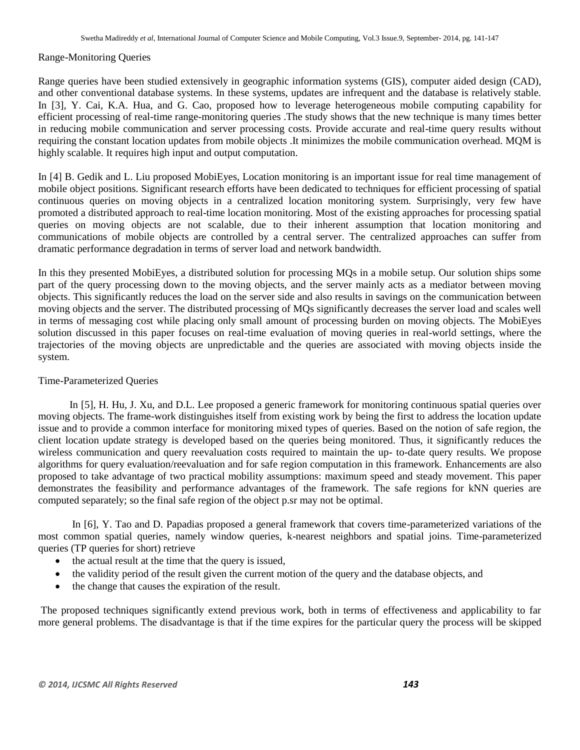Range-Monitoring Queries

Range queries have been studied extensively in geographic information systems (GIS), computer aided design (CAD), and other conventional database systems. In these systems, updates are infrequent and the database is relatively stable. In [3], Y. Cai, K.A. Hua, and G. Cao, proposed how to leverage heterogeneous mobile computing capability for efficient processing of real-time range-monitoring queries .The study shows that the new technique is many times better in reducing mobile communication and server processing costs. Provide accurate and real-time query results without requiring the constant location updates from mobile objects .It minimizes the mobile communication overhead. MQM is highly scalable. It requires high input and output computation.

In [4] B. Gedik and L. Liu proposed MobiEyes, Location monitoring is an important issue for real time management of mobile object positions. Significant research efforts have been dedicated to techniques for efficient processing of spatial continuous queries on moving objects in a centralized location monitoring system. Surprisingly, very few have promoted a distributed approach to real-time location monitoring. Most of the existing approaches for processing spatial queries on moving objects are not scalable, due to their inherent assumption that location monitoring and communications of mobile objects are controlled by a central server. The centralized approaches can suffer from dramatic performance degradation in terms of server load and network bandwidth.

In this they presented MobiEyes, a distributed solution for processing MQs in a mobile setup. Our solution ships some part of the query processing down to the moving objects, and the server mainly acts as a mediator between moving objects. This significantly reduces the load on the server side and also results in savings on the communication between moving objects and the server. The distributed processing of MQs significantly decreases the server load and scales well in terms of messaging cost while placing only small amount of processing burden on moving objects. The MobiEyes solution discussed in this paper focuses on real-time evaluation of moving queries in real-world settings, where the trajectories of the moving objects are unpredictable and the queries are associated with moving objects inside the system.

Time-Parameterized Queries

In [5], H. Hu, J. Xu, and D.L. Lee proposed a generic framework for monitoring continuous spatial queries over moving objects. The frame-work distinguishes itself from existing work by being the first to address the location update issue and to provide a common interface for monitoring mixed types of queries. Based on the notion of safe region, the client location update strategy is developed based on the queries being monitored. Thus, it significantly reduces the wireless communication and query reevaluation costs required to maintain the up- to-date query results. We propose algorithms for query evaluation/reevaluation and for safe region computation in this framework. Enhancements are also proposed to take advantage of two practical mobility assumptions: maximum speed and steady movement. This paper demonstrates the feasibility and performance advantages of the framework. The safe regions for kNN queries are computed separately; so the final safe region of the object p.sr may not be optimal.

In [6], Y. Tao and D. Papadias proposed a general framework that covers time-parameterized variations of the most common spatial queries, namely window queries, k-nearest neighbors and spatial joins. Time-parameterized queries (TP queries for short) retrieve

- the actual result at the time that the query is issued,
- the validity period of the result given the current motion of the query and the database objects, and
- the change that causes the expiration of the result.

The proposed techniques significantly extend previous work, both in terms of effectiveness and applicability to far more general problems. The disadvantage is that if the time expires for the particular query the process will be skipped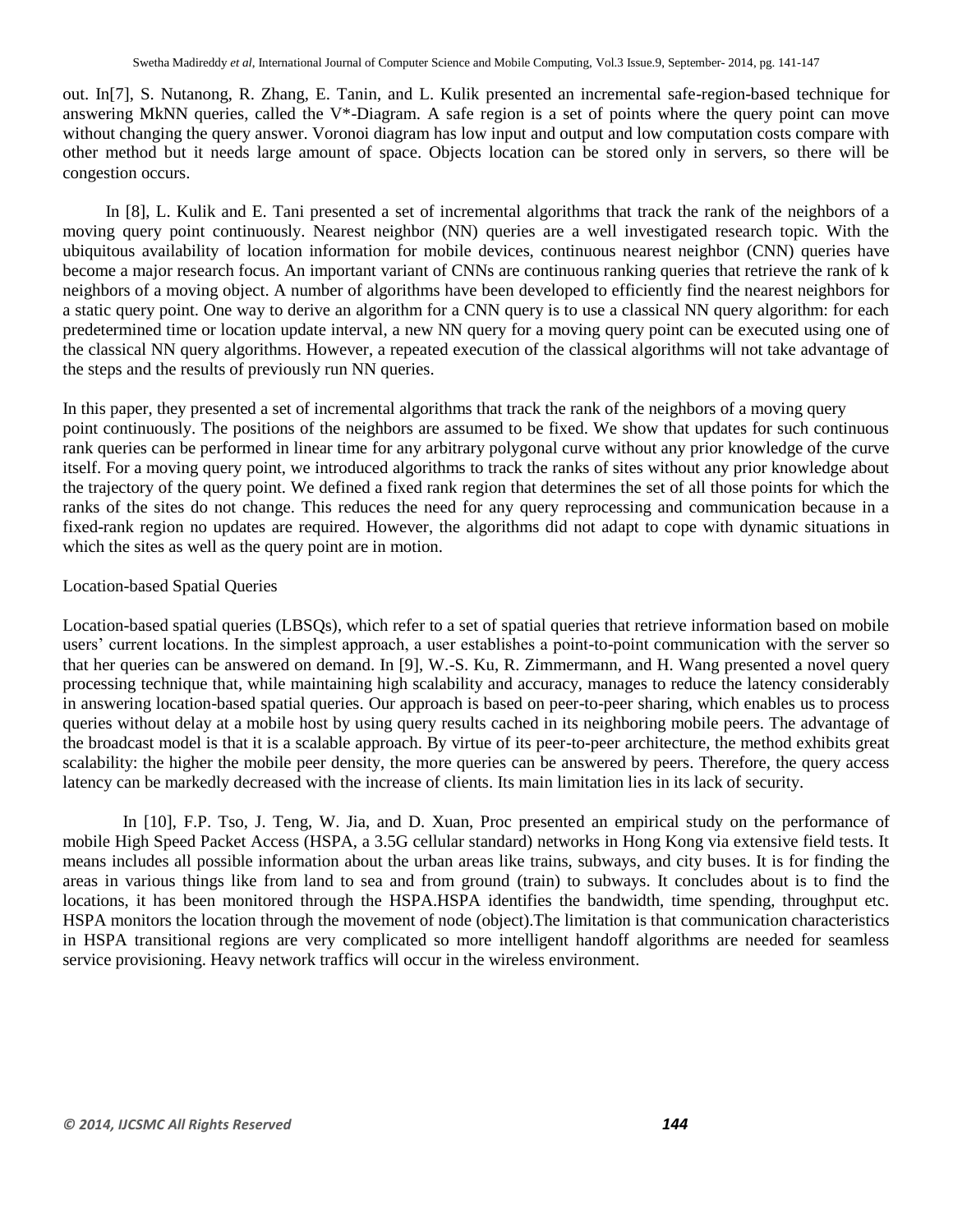out. In[7], S. Nutanong, R. Zhang, E. Tanin, and L. Kulik presented an incremental safe-region-based technique for answering MkNN queries, called the V*-Diagram. A safe region is a set of points where the query point can move without changing the query answer. Voronoi diagram has low input and output and low computation costs compare with other method but it needs large amount of space. Objects location can be stored only in servers, so there will be congestion occurs.

In [8], L. Kulik and E. Tani presented a set of incremental algorithms that track the rank of the neighbors of a moving query point continuously. Nearest neighbor (NN) queries are a well investigated research topic. With the ubiquitous availability of location information for mobile devices, continuous nearest neighbor (CNN) queries have become a major research focus. An important variant of CNNs are continuous ranking queries that retrieve the rank of k neighbors of a moving object. A number of algorithms have been developed to efficiently find the nearest neighbors for a static query point. One way to derive an algorithm for a CNN query is to use a classical NN query algorithm: for each predetermined time or location update interval, a new NN query for a moving query point can be executed using one of the classical NN query algorithms. However, a repeated execution of the classical algorithms will not take advantage of the steps and the results of previously run NN queries.

In this paper, they presented a set of incremental algorithms that track the rank of the neighbors of a moving query point continuously. The positions of the neighbors are assumed to be fixed. We show that updates for such continuous rank queries can be performed in linear time for any arbitrary polygonal curve without any prior knowledge of the curve itself. For a moving query point, we introduced algorithms to track the ranks of sites without any prior knowledge about the trajectory of the query point. We defined a fixed rank region that determines the set of all those points for which the ranks of the sites do not change. This reduces the need for any query reprocessing and communication because in a fixed-rank region no updates are required. However, the algorithms did not adapt to cope with dynamic situations in which the sites as well as the query point are in motion.

Location-based Spatial Queries

Location-based spatial queries (LBSQs), which refer to a set of spatial queries that retrieve information based on mobile users' current locations. In the simplest approach, a user establishes a point-to-point communication with the server so that her queries can be answered on demand. In [9], W.-S. Ku, R. Zimmermann, and H. Wang presented a novel query processing technique that, while maintaining high scalability and accuracy, manages to reduce the latency considerably in answering location-based spatial queries. Our approach is based on peer-to-peer sharing, which enables us to process queries without delay at a mobile host by using query results cached in its neighboring mobile peers. The advantage of the broadcast model is that it is a scalable approach. By virtue of its peer-to-peer architecture, the method exhibits great scalability: the higher the mobile peer density, the more queries can be answered by peers. Therefore, the query access latency can be markedly decreased with the increase of clients. Its main limitation lies in its lack of security.

In [10], F.P. Tso, J. Teng, W. Jia, and D. Xuan, Proc presented an empirical study on the performance of mobile High Speed Packet Access (HSPA, a 3.5G cellular standard) networks in Hong Kong via extensive field tests. It means includes all possible information about the urban areas like trains, subways, and city buses. It is for finding the areas in various things like from land to sea and from ground (train) to subways. It concludes about is to find the locations, it has been monitored through the HSPA.HSPA identifies the bandwidth, time spending, throughput etc. HSPA monitors the location through the movement of node (object).The limitation is that communication characteristics in HSPA transitional regions are very complicated so more intelligent handoff algorithms are needed for seamless service provisioning. Heavy network traffics will occur in the wireless environment.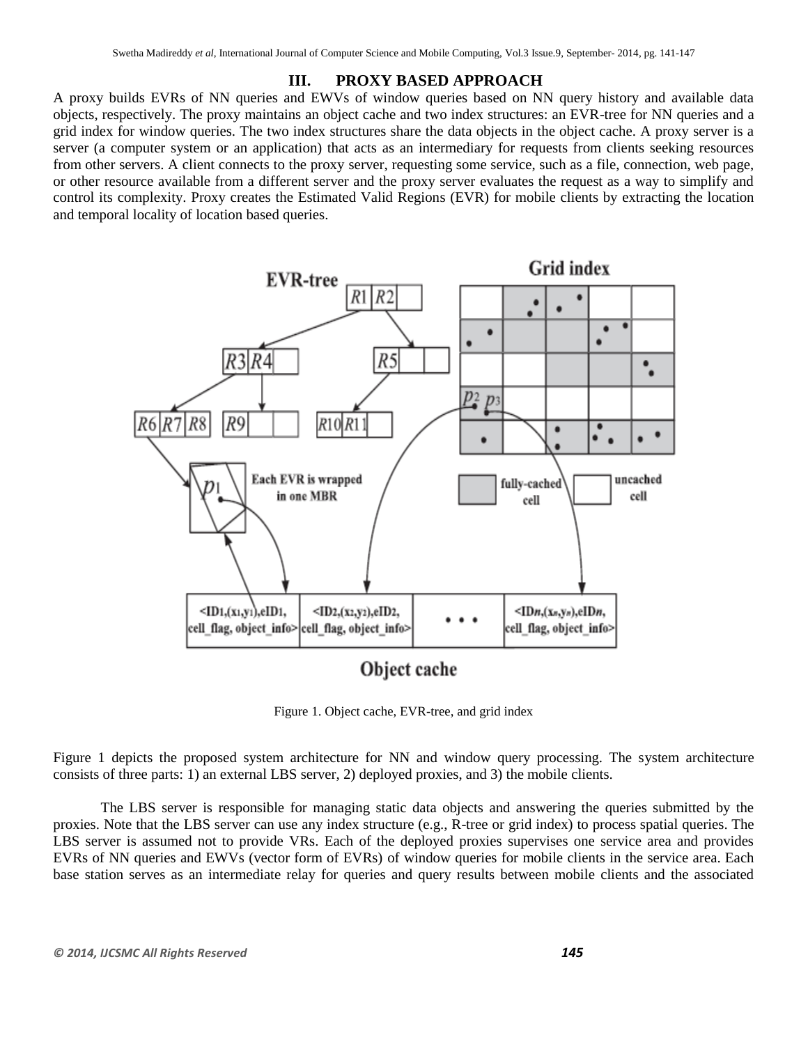## III. PROXY BASED APPROACH

A proxy builds EVRs of NN queries and EWVs of window queries based on NN query history and available data objects, respectively. The proxy maintains an object cache and two index structures: an EVR-tree for NN queries and a grid index for window queries. The two index structures share the data objects in the object cache. A proxy server is a server (a computer system or an application) that acts as an intermediary for requests from clients seeking resources from other servers. A client connects to the proxy server, requesting some service, such as a file, connection, web page, or other resource available from a different server and the proxy server evaluates the request as a way to simplify and control its complexity. Proxy creates the Estimated Valid Regions (EVR) for mobile clients by extracting the location and temporal locality of location based queries.

Figure 1. Object cache, EVR-tree, and grid index

Figure 1 depicts the proposed system architecture for NN and window query processing. The system architecture consists of three parts: 1) an external LBS server, 2) deployed proxies, and 3) the mobile clients.

The LBS server is responsible for managing static data objects and answering the queries submitted by the proxies. Note that the LBS server can use any index structure (e.g., R-tree or grid index) to process spatial queries. The LBS server is assumed not to provide VRs. Each of the deployed proxies supervises one service area and provides EVRs of NN queries and EWVs (vector form of EVRs) of window queries for mobile clients in the service area. Each base station serves as an intermediate relay for queries and query results between mobile clients and the associated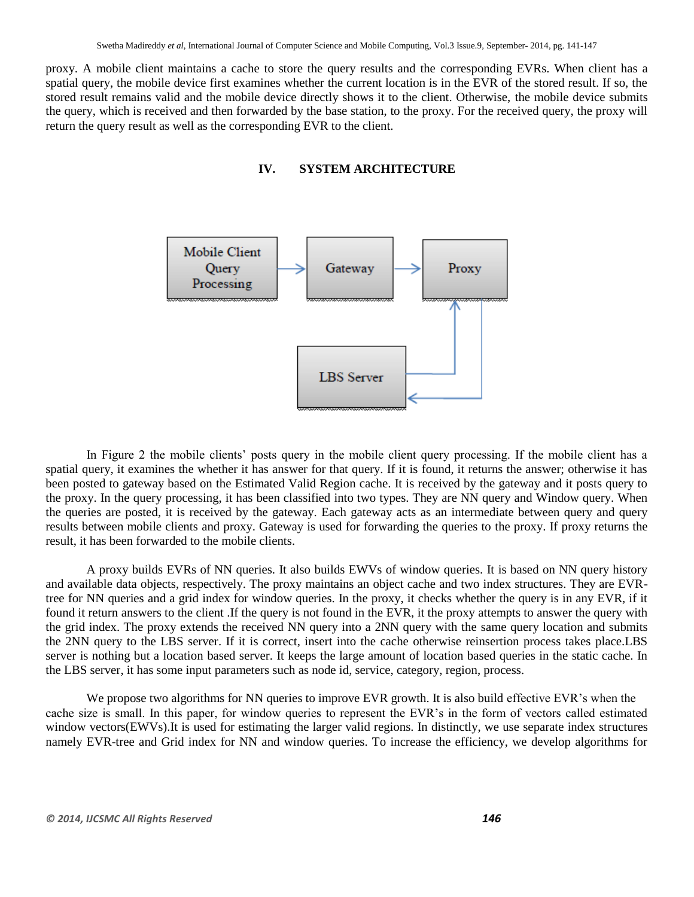proxy. A mobile client maintains a cache to store the query results and the corresponding EVRs. When client has a spatial query, the mobile device first examines whether the current location is in the EVR of the stored result. If so, the stored result remains valid and the mobile device directly shows it to the client. Otherwise, the mobile device submits the query, which is received and then forwarded by the base station, to the proxy. For the received query, the proxy will return the query result as well as the corresponding EVR to the client.

## IV. SYSTEM ARCHITECTURE

In Figure 2 the mobile clients' posts query in the mobile client query processing. If the mobile client has a spatial query, it examines the whether it has answer for that query. If it is found, it returns the answer; otherwise it has been posted to gateway based on the Estimated Valid Region cache. It is received by the gateway and it posts query to the proxy. In the query processing, it has been classified into two types. They are NN query and Window query. When the queries are posted, it is received by the gateway. Each gateway acts as an intermediate between query and query results between mobile clients and proxy. Gateway is used for forwarding the queries to the proxy. If proxy returns the result, it has been forwarded to the mobile clients.

A proxy builds EVRs of NN queries. It also builds EWVs of window queries. It is based on NN query history and available data objects, respectively. The proxy maintains an object cache and two index structures. They are EVR-tree for NN queries and a grid index for window queries. In the proxy, it checks whether the query is in any EVR, if it found it return answers to the client .If the query is not found in the EVR, it the proxy attempts to answer the query with the grid index. The proxy extends the received NN query into a 2NN query with the same query location and submits the 2NN query to the LBS server. If it is correct, insert into the cache otherwise reinsertion process takes place.LBS server is nothing but a location based server. It keeps the large amount of location based queries in the static cache. In the LBS server, it has some input parameters such as node id, service, category, region, process.

We propose two algorithms for NN queries to improve EVR growth. It is also build effective EVR's when the cache size is small. In this paper, for window queries to represent the EVR's in the form of vectors called estimated window vectors(EWVs).It is used for estimating the larger valid regions. In distinctly, we use separate index structures namely EVR-tree and Grid index for NN and window queries. To increase the efficiency, we develop algorithms for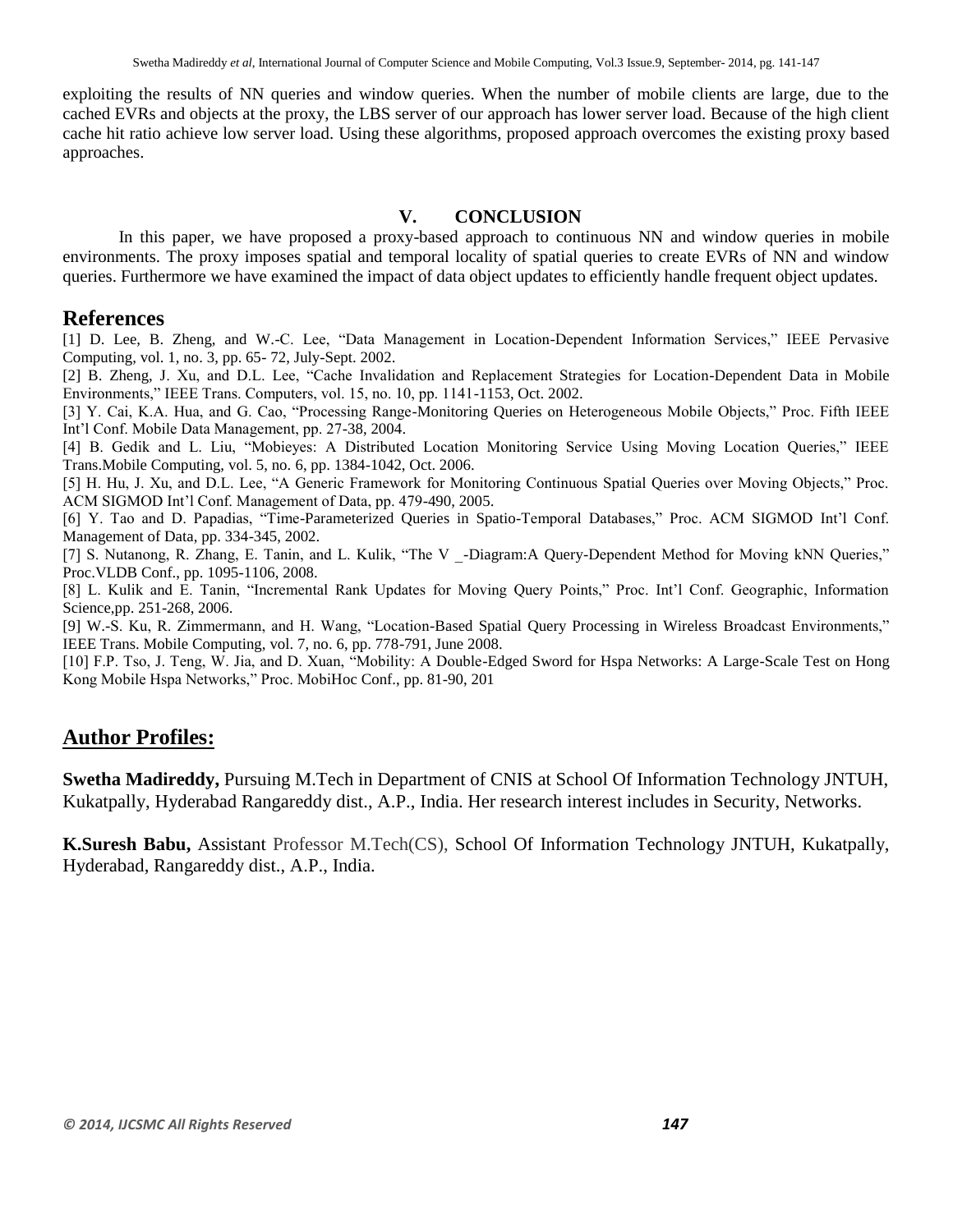exploiting the results of NN queries and window queries. When the number of mobile clients are large, due to the cached EVRs and objects at the proxy, the LBS server of our approach has lower server load. Because of the high client cache hit ratio achieve low server load. Using these algorithms, proposed approach overcomes the existing proxy based approaches.

## V. CONCLUSION

In this paper, we have proposed a proxy-based approach to continuous NN and window queries in mobile environments. The proxy imposes spatial and temporal locality of spatial queries to create EVRs of NN and window queries. Furthermore we have examined the impact of data object updates to efficiently handle frequent object updates.

## References

[1] D. Lee, B. Zheng, and W.-C. Lee, "Data Management in Location-Dependent Information Services," IEEE Pervasive Computing, vol. 1, no. 3, pp. 65- 72, July-Sept. 2002.

[2] B. Zheng, J. Xu, and D.L. Lee, "Cache Invalidation and Replacement Strategies for Location-Dependent Data in Mobile Environments," IEEE Trans. Computers, vol. 15, no. 10, pp. 1141-1153, Oct. 2002.

[3] Y. Cai, K.A. Hua, and G. Cao, "Processing Range-Monitoring Queries on Heterogeneous Mobile Objects," Proc. Fifth IEEE Int'l Conf. Mobile Data Management, pp. 27-38, 2004.

[4] B. Gedik and L. Liu, "Mobieyes: A Distributed Location Monitoring Service Using Moving Location Queries," IEEE Trans.Mobile Computing, vol. 5, no. 6, pp. 1384-1042, Oct. 2006.

[5] H. Hu, J. Xu, and D.L. Lee, "A Generic Framework for Monitoring Continuous Spatial Queries over Moving Objects," Proc. ACM SIGMOD Int'l Conf. Management of Data, pp. 479-490, 2005.

[6] Y. Tao and D. Papadias, "Time-Parameterized Queries in Spatio-Temporal Databases," Proc. ACM SIGMOD Int'l Conf. Management of Data, pp. 334-345, 2002.

[7] S. Nutanong, R. Zhang, E. Tanin, and L. Kulik, "The V _-Diagram:A Query-Dependent Method for Moving kNN Queries," Proc.VLDB Conf., pp. 1095-1106, 2008.

[8] L. Kulik and E. Tanin, "Incremental Rank Updates for Moving Query Points," Proc. Int'l Conf. Geographic, Information Science,pp. 251-268, 2006.

[9] W.-S. Ku, R. Zimmermann, and H. Wang, "Location-Based Spatial Query Processing in Wireless Broadcast Environments," IEEE Trans. Mobile Computing, vol. 7, no. 6, pp. 778-791, June 2008.

[10] F.P. Tso, J. Teng, W. Jia, and D. Xuan, "Mobility: A Double-Edged Sword for Hspa Networks: A Large-Scale Test on Hong Kong Mobile Hspa Networks," Proc. MobiHoc Conf., pp. 81-90, 201

## Author Profiles:

**Swetha Madireddy,** Pursuing M.Tech in Department of CNIS at School Of Information Technology JNTUH, Kukatpally, Hyderabad Rangareddy dist., A.P., India. Her research interest includes in Security, Networks.

**K.Suresh Babu,** Assistant Professor M.Tech(CS), School Of Information Technology JNTUH, Kukatpally, Hyderabad, Rangareddy dist., A.P., India.